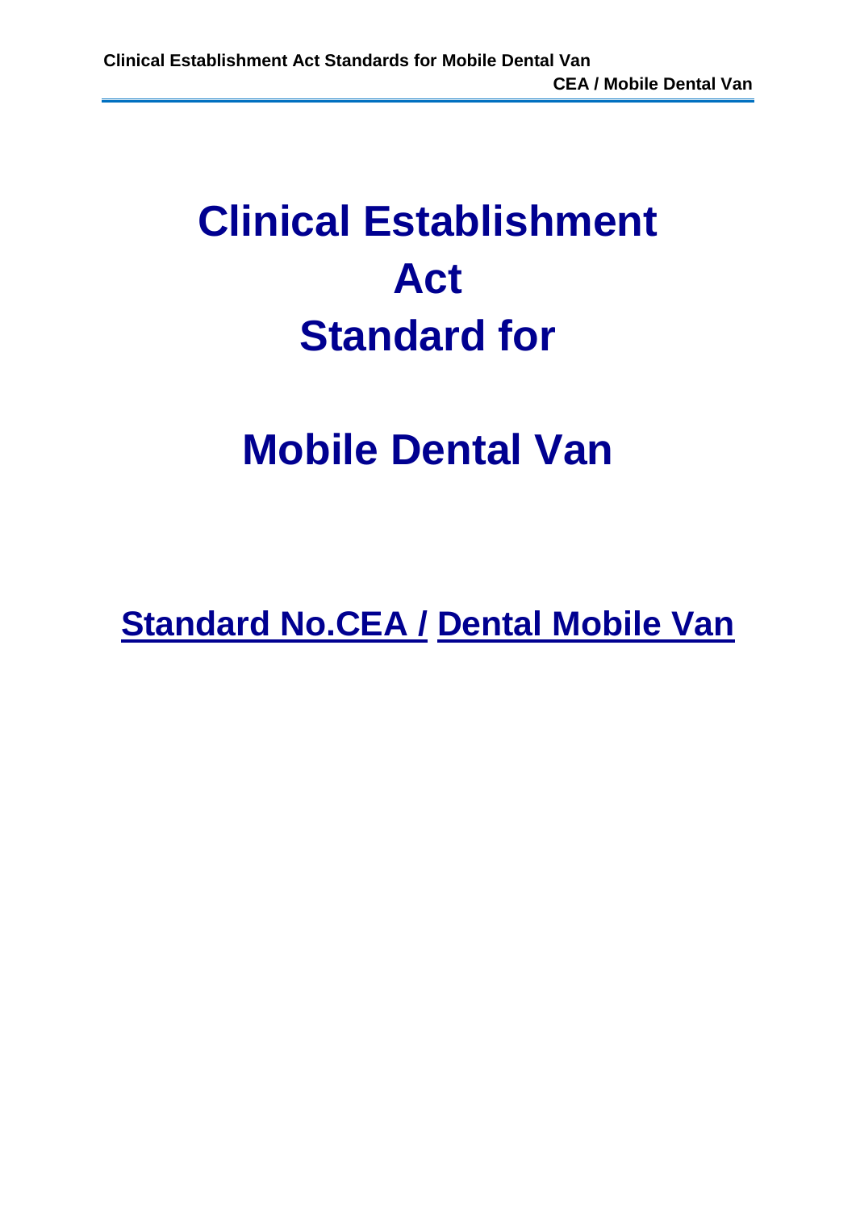# Clinical Establishment Act Standard for

# Mobile Dental Van

**Standard No.CEA / Dental Mobile Van**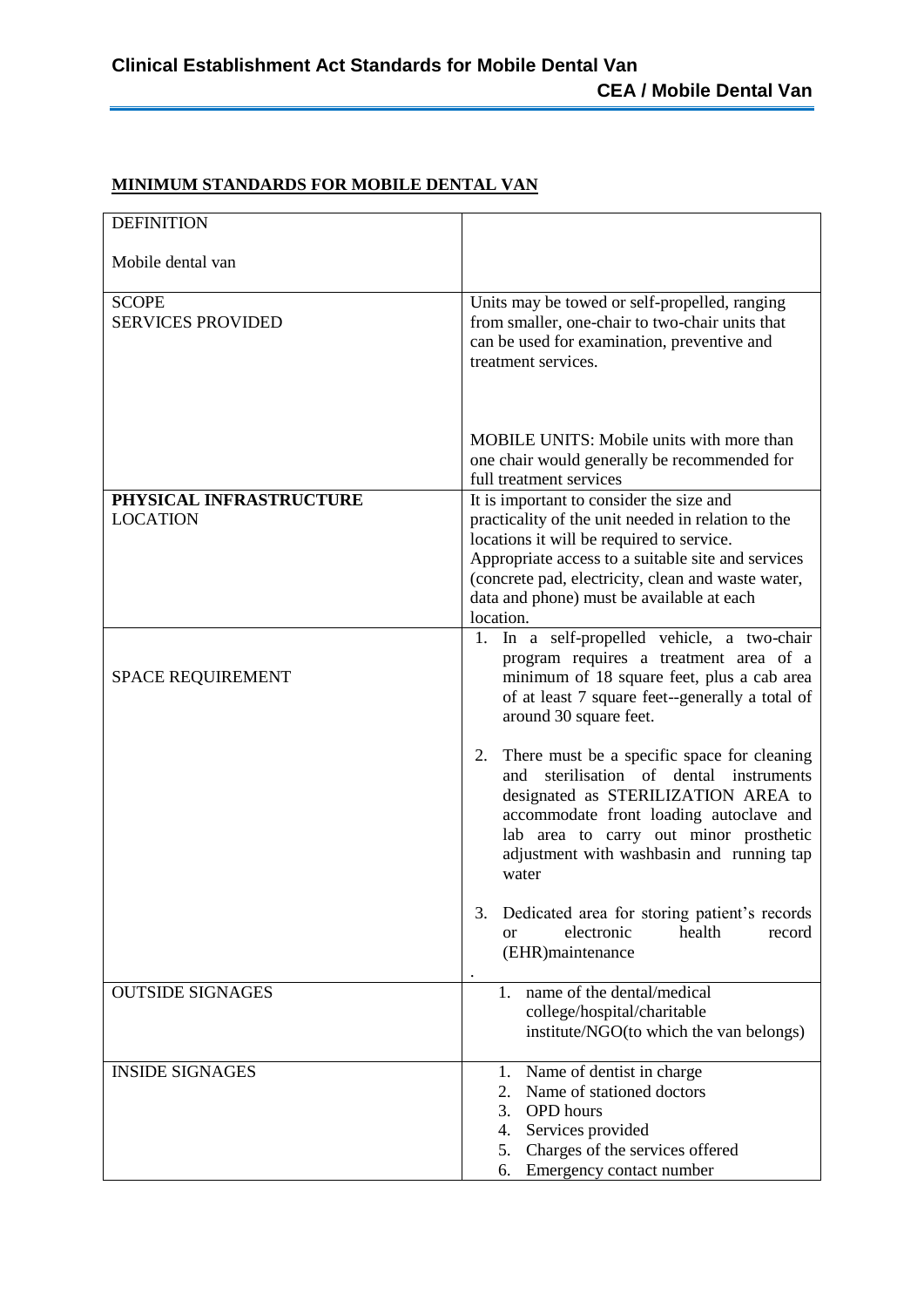## MINIMUM STANDARDS FOR MOBILE DENTAL VAN

| DEFINITION<br><br>Mobile dental van | |
|---|---|
| SCOPE<br>SERVICES PROVIDED | Units may be towed or self-propelled, ranging from smaller, one-chair to two-chair units that can be used for examination, preventive and treatment services.<br><br>MOBILE UNITS: Mobile units with more than one chair would generally be recommended for full treatment services |
| **PHYSICAL INFRASTRUCTURE**<br>LOCATION | It is important to consider the size and practicality of the unit needed in relation to the locations it will be required to service. Appropriate access to a suitable site and services (concrete pad, electricity, clean and waste water, data and phone) must be available at each location. |
| SPACE REQUIREMENT | 1. In a self-propelled vehicle, a two-chair program requires a treatment area of a minimum of 18 square feet, plus a cab area of at least 7 square feet--generally a total of around 30 square feet.<br><br>2. There must be a specific space for cleaning and sterilisation of dental instruments designated as STERILIZATION AREA to accommodate front loading autoclave and lab area to carry out minor prosthetic adjustment with washbasin and running tap water<br><br>3. Dedicated area for storing patient's records or electronic health record (EHR)maintenance<br>. |
| OUTSIDE SIGNAGES | 1. name of the dental/medical college/hospital/charitable institute/NGO(to which the van belongs) |
| INSIDE SIGNAGES | 1. Name of dentist in charge<br>2. Name of stationed doctors<br>3. OPD hours<br>4. Services provided<br>5. Charges of the services offered<br>6. Emergency contact number |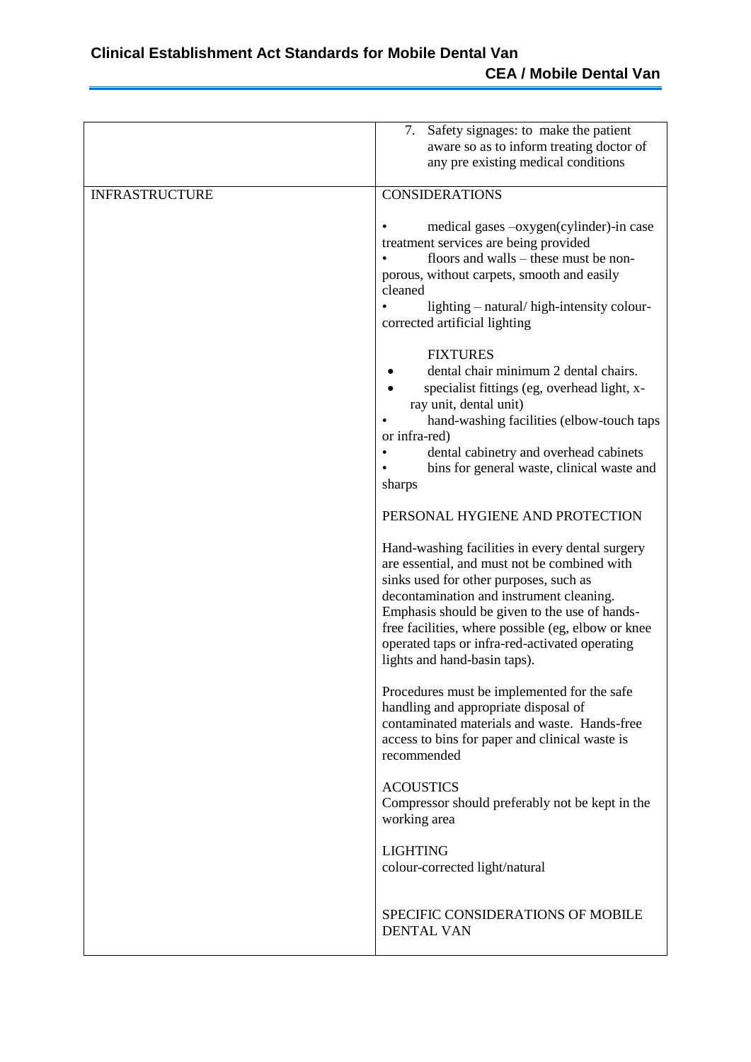| | |
|---|---|
| | 7. Safety signages: to make the patient aware so as to inform treating doctor of any pre existing medical conditions |
| INFRASTRUCTURE | CONSIDERATIONS<br><br>• medical gases –oxygen(cylinder)-in case treatment services are being provided<br>• floors and walls – these must be non-porous, without carpets, smooth and easily cleaned<br>• lighting – natural/ high-intensity colour-corrected artificial lighting<br><br>FIXTURES<br>• dental chair minimum 2 dental chairs.<br>• specialist fittings (eg, overhead light, x-ray unit, dental unit)<br>• hand-washing facilities (elbow-touch taps or infra-red)<br>• dental cabinetry and overhead cabinets<br>• bins for general waste, clinical waste and sharps<br><br>PERSONAL HYGIENE AND PROTECTION<br><br>Hand-washing facilities in every dental surgery are essential, and must not be combined with sinks used for other purposes, such as decontamination and instrument cleaning. Emphasis should be given to the use of hands-free facilities, where possible (eg, elbow or knee operated taps or infra-red-activated operating lights and hand-basin taps).<br><br>Procedures must be implemented for the safe handling and appropriate disposal of contaminated materials and waste. Hands-free access to bins for paper and clinical waste is recommended<br><br>ACOUSTICS<br>Compressor should preferably not be kept in the working area<br><br>LIGHTING<br>colour-corrected light/natural<br><br>SPECIFIC CONSIDERATIONS OF MOBILE DENTAL VAN |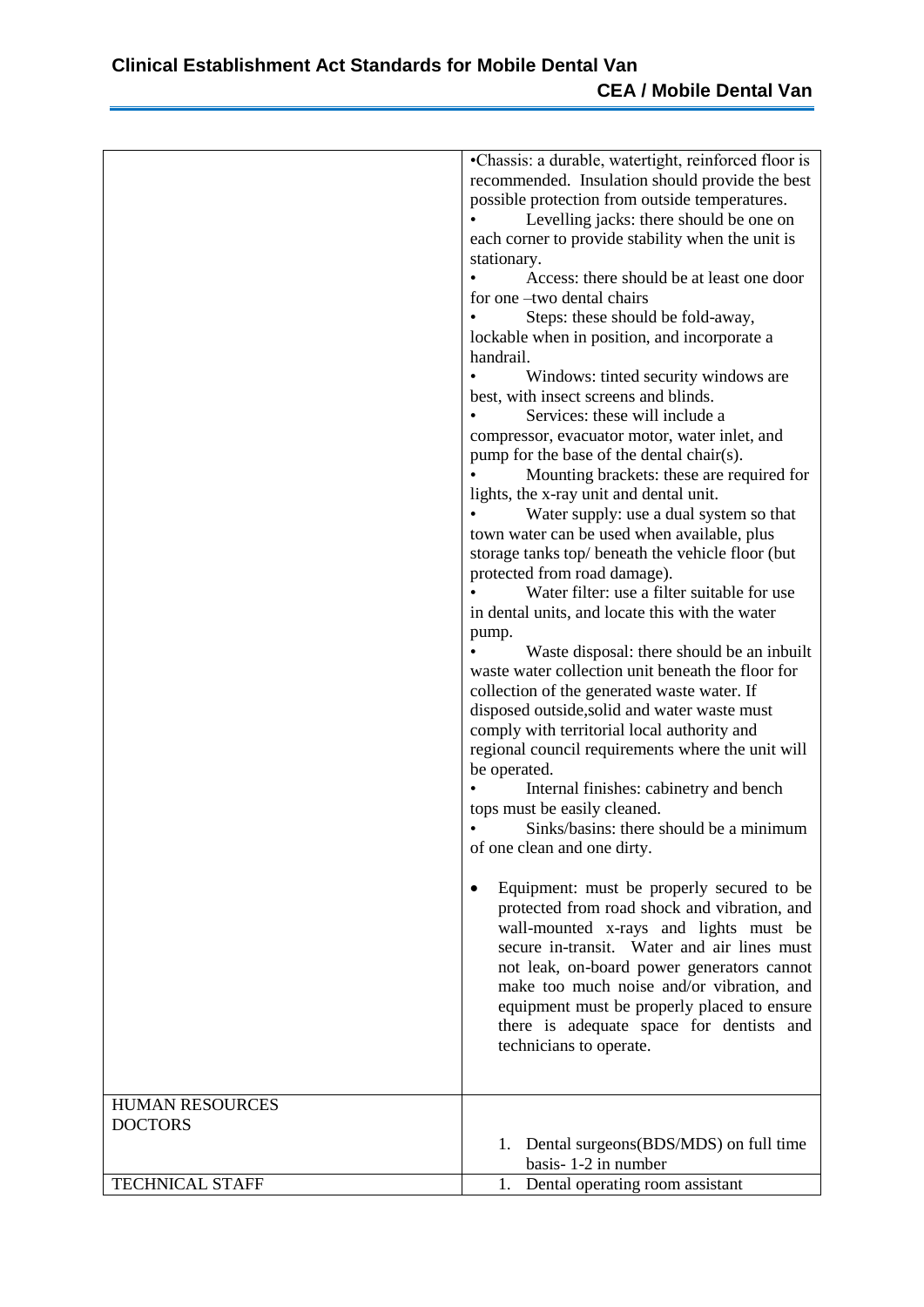| | |
|---|---|
| | •Chassis: a durable, watertight, reinforced floor is recommended. Insulation should provide the best possible protection from outside temperatures.<br>• Levelling jacks: there should be one on each corner to provide stability when the unit is stationary.<br>• Access: there should be at least one door for one –two dental chairs<br>• Steps: these should be fold-away, lockable when in position, and incorporate a handrail.<br>• Windows: tinted security windows are best, with insect screens and blinds.<br>• Services: these will include a compressor, evacuator motor, water inlet, and pump for the base of the dental chair(s).<br>• Mounting brackets: these are required for lights, the x-ray unit and dental unit.<br>• Water supply: use a dual system so that town water can be used when available, plus storage tanks top/ beneath the vehicle floor (but protected from road damage).<br>• Water filter: use a filter suitable for use in dental units, and locate this with the water pump.<br>• Waste disposal: there should be an inbuilt waste water collection unit beneath the floor for collection of the generated waste water. If disposed outside,solid and water waste must comply with territorial local authority and regional council requirements where the unit will be operated.<br>• Internal finishes: cabinetry and bench tops must be easily cleaned.<br>• Sinks/basins: there should be a minimum of one clean and one dirty.<br><br>• Equipment: must be properly secured to be protected from road shock and vibration, and wall-mounted x-rays and lights must be secure in-transit. Water and air lines must not leak, on-board power generators cannot make too much noise and/or vibration, and equipment must be properly placed to ensure there is adequate space for dentists and technicians to operate. |
| HUMAN RESOURCES<br>DOCTORS | 1. Dental surgeons(BDS/MDS) on full time basis- 1-2 in number |
| TECHNICAL STAFF | 1. Dental operating room assistant |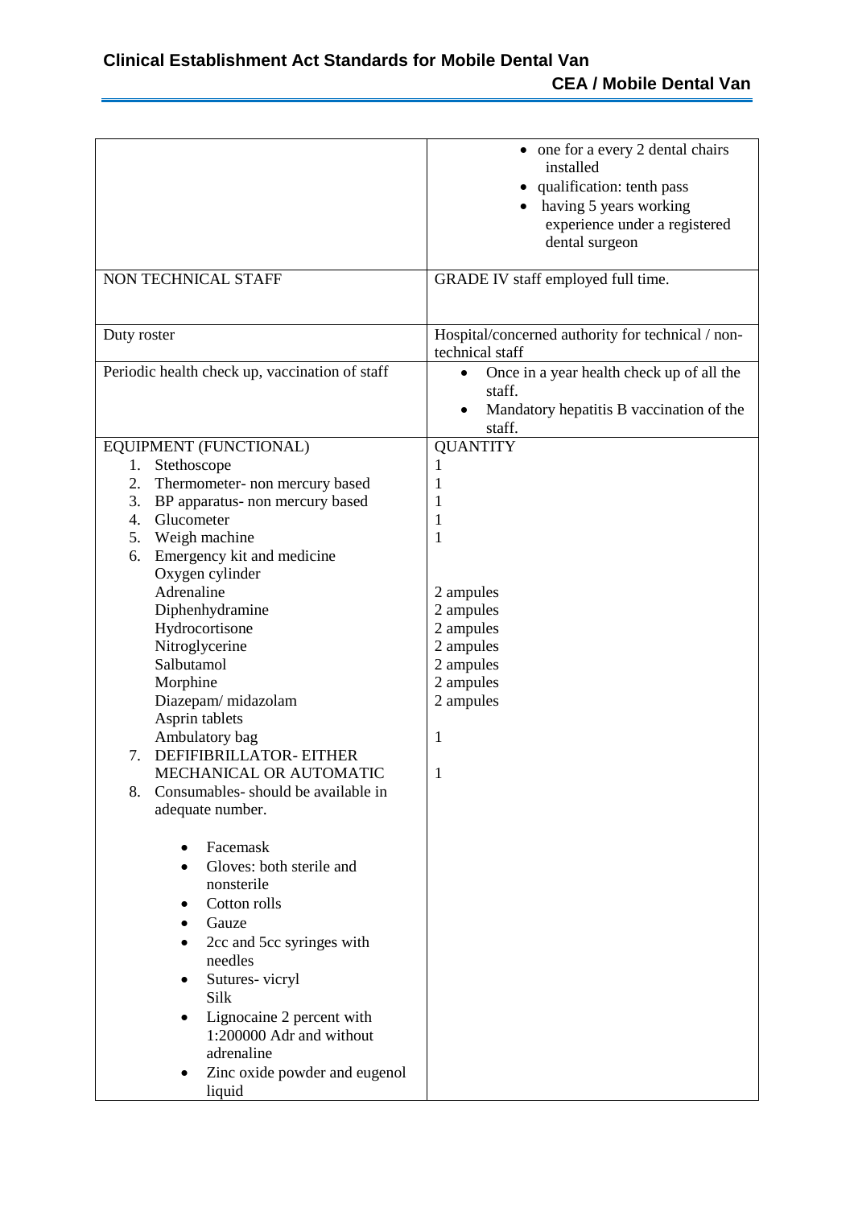| | |
|---|---|
| | • one for a every 2 dental chairs installed<br>• qualification: tenth pass<br>• having 5 years working experience under a registered dental surgeon |
| NON TECHNICAL STAFF | GRADE IV staff employed full time. |
| Duty roster | Hospital/concerned authority for technical / non-technical staff |
| Periodic health check up, vaccination of staff | • Once in a year health check up of all the staff.<br>• Mandatory hepatitis B vaccination of the staff. |
| EQUIPMENT (FUNCTIONAL) | QUANTITY |
| 1. Stethoscope | 1 |
| 2. Thermometer- non mercury based | 1 |
| 3. BP apparatus- non mercury based | 1 |
| 4. Glucometer | 1 |
| 5. Weigh machine | 1 |
| 6. Emergency kit and medicine | |
| Oxygen cylinder | |
| Adrenaline | 2 ampules |
| Diphenhydramine | 2 ampules |
| Hydrocortisone | 2 ampules |
| Nitroglycerine | 2 ampules |
| Salbutamol | 2 ampules |
| Morphine | 2 ampules |
| Diazepam/ midazolam | 2 ampules |
| Asprin tablets | |
| Ambulatory bag | 1 |
| 7. DEFIFIBRILLATOR- EITHER MECHANICAL OR AUTOMATIC | 1 |
| 8. Consumables- should be available in adequate number.<br>• Facemask<br>• Gloves: both sterile and nonsterile<br>• Cotton rolls<br>• Gauze<br>• 2cc and 5cc syringes with needles<br>• Sutures- vicryl Silk<br>• Lignocaine 2 percent with 1:200000 Adr and without adrenaline<br>• Zinc oxide powder and eugenol liquid | |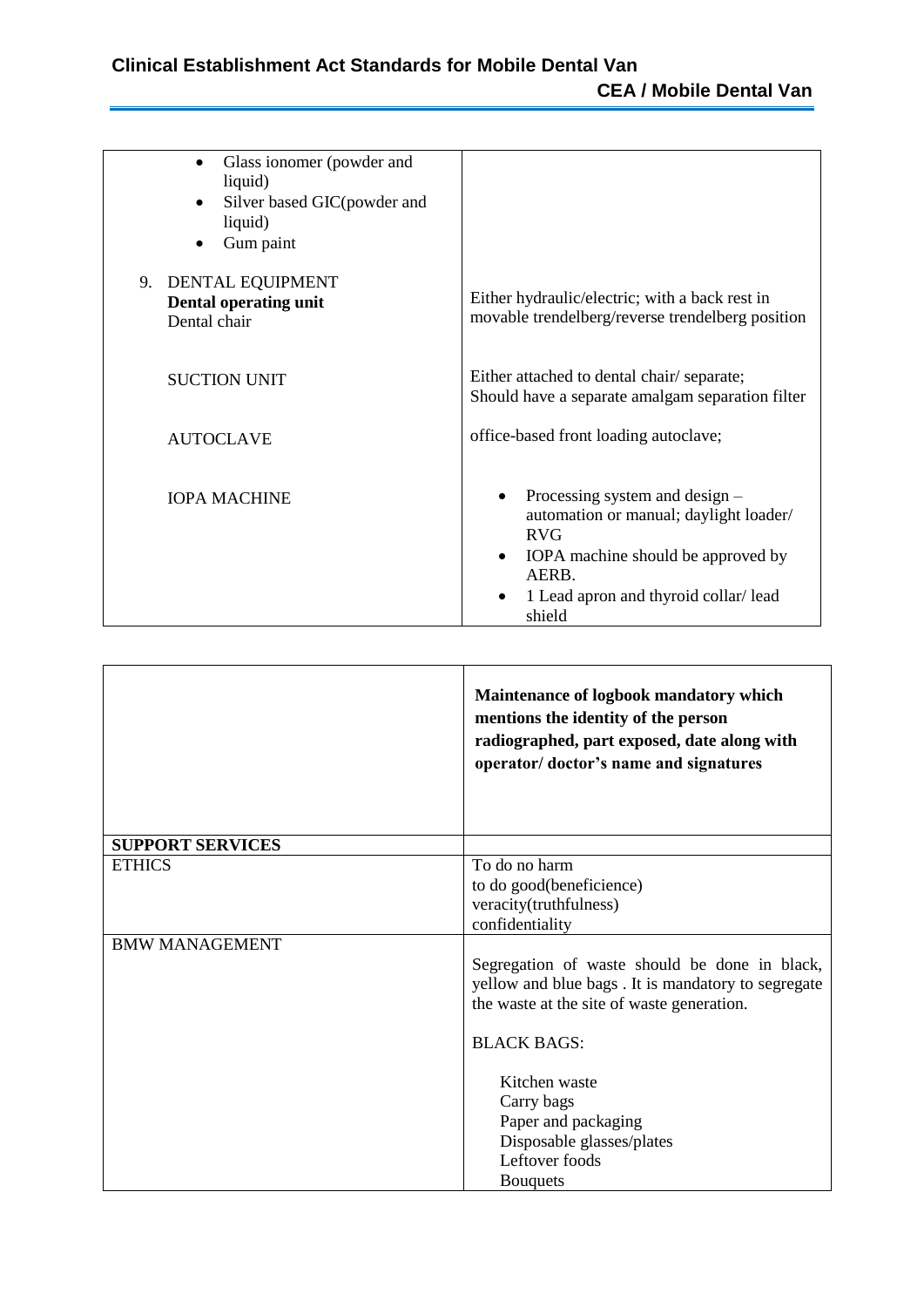| | |
|---|---|
| • Glass ionomer (powder and liquid)<br>• Silver based GIC(powder and liquid)<br>• Gum paint | |
| 9. DENTAL EQUIPMENT<br>**Dental operating unit**<br>Dental chair | Either hydraulic/electric; with a back rest in movable trendelberg/reverse trendelberg position |
| SUCTION UNIT | Either attached to dental chair/ separate; Should have a separate amalgam separation filter |
| AUTOCLAVE | office-based front loading autoclave; |
| IOPA MACHINE | • Processing system and design – automation or manual; daylight loader/ RVG<br>• IOPA machine should be approved by AERB.<br>• 1 Lead apron and thyroid collar/ lead shield |

| | |
|---|---|
| | **Maintenance of logbook mandatory which mentions the identity of the person radiographed, part exposed, date along with operator/ doctor's name and signatures** |
| **SUPPORT SERVICES** | |
| ETHICS | To do no harm<br>to do good(beneficience)<br>veracity(truthfulness)<br>confidentiality |
| BMW MANAGEMENT | Segregation of waste should be done in black, yellow and blue bags . It is mandatory to segregate the waste at the site of waste generation.<br><br>BLACK BAGS:<br><br>Kitchen waste<br>Carry bags<br>Paper and packaging<br>Disposable glasses/plates<br>Leftover foods<br>Bouquets |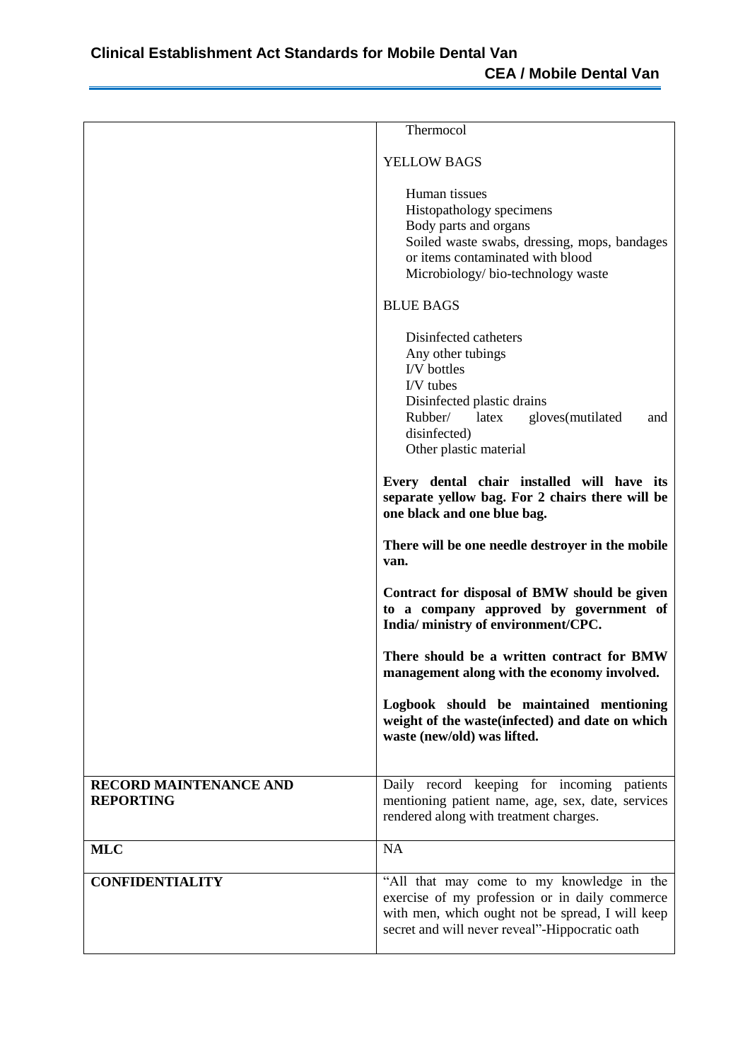| | |
|---|---|
| | Thermocol<br><br>YELLOW BAGS<br><br>Human tissues<br>Histopathology specimens<br>Body parts and organs<br>Soiled waste swabs, dressing, mops, bandages or items contaminated with blood<br>Microbiology/ bio-technology waste<br><br>BLUE BAGS<br><br>Disinfected catheters<br>Any other tubings<br>I/V bottles<br>I/V tubes<br>Disinfected plastic drains<br>Rubber/ latex gloves(mutilated and disinfected)<br>Other plastic material<br><br>**Every dental chair installed will have its separate yellow bag. For 2 chairs there will be one black and one blue bag.**<br><br>**There will be one needle destroyer in the mobile van.**<br><br>**Contract for disposal of BMW should be given to a company approved by government of India/ ministry of environment/CPC.**<br><br>**There should be a written contract for BMW management along with the economy involved.**<br><br>**Logbook should be maintained mentioning weight of the waste(infected) and date on which waste (new/old) was lifted.** |
| **RECORD MAINTENANCE AND REPORTING** | Daily record keeping for incoming patients mentioning patient name, age, sex, date, services rendered along with treatment charges. |
| **MLC** | NA |
| **CONFIDENTIALITY** | "All that may come to my knowledge in the exercise of my profession or in daily commerce with men, which ought not be spread, I will keep secret and will never reveal"-Hippocratic oath |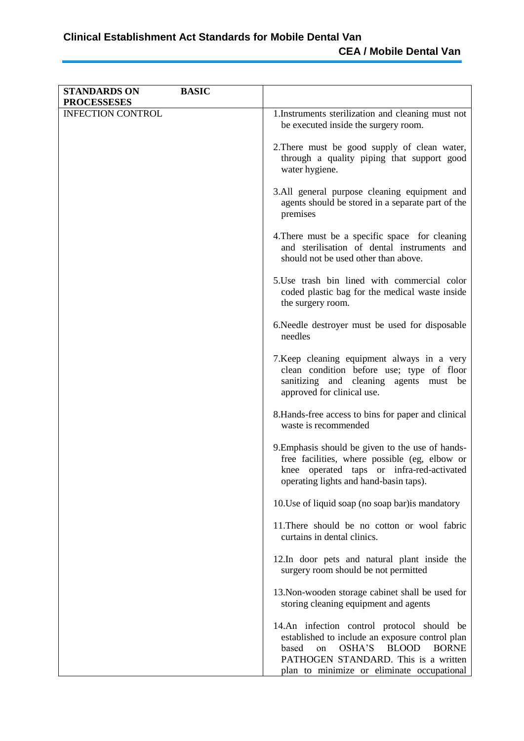| STANDARDS ON BASIC PROCESSESES | |
|---|---|
| INFECTION CONTROL | 1.Instruments sterilization and cleaning must not be executed inside the surgery room.<br><br>2.There must be good supply of clean water, through a quality piping that support good water hygiene.<br><br>3.All general purpose cleaning equipment and agents should be stored in a separate part of the premises<br><br>4.There must be a specific space for cleaning and sterilisation of dental instruments and should not be used other than above.<br><br>5.Use trash bin lined with commercial color coded plastic bag for the medical waste inside the surgery room.<br><br>6.Needle destroyer must be used for disposable needles<br><br>7.Keep cleaning equipment always in a very clean condition before use; type of floor sanitizing and cleaning agents must be approved for clinical use.<br><br>8.Hands-free access to bins for paper and clinical waste is recommended<br><br>9.Emphasis should be given to the use of hands-free facilities, where possible (eg, elbow or knee operated taps or infra-red-activated operating lights and hand-basin taps).<br><br>10.Use of liquid soap (no soap bar)is mandatory<br><br>11.There should be no cotton or wool fabric curtains in dental clinics.<br><br>12.In door pets and natural plant inside the surgery room should be not permitted<br><br>13.Non-wooden storage cabinet shall be used for storing cleaning equipment and agents<br><br>14.An infection control protocol should be established to include an exposure control plan based on OSHA'S BLOOD BORNE PATHOGEN STANDARD. This is a written plan to minimize or eliminate occupational |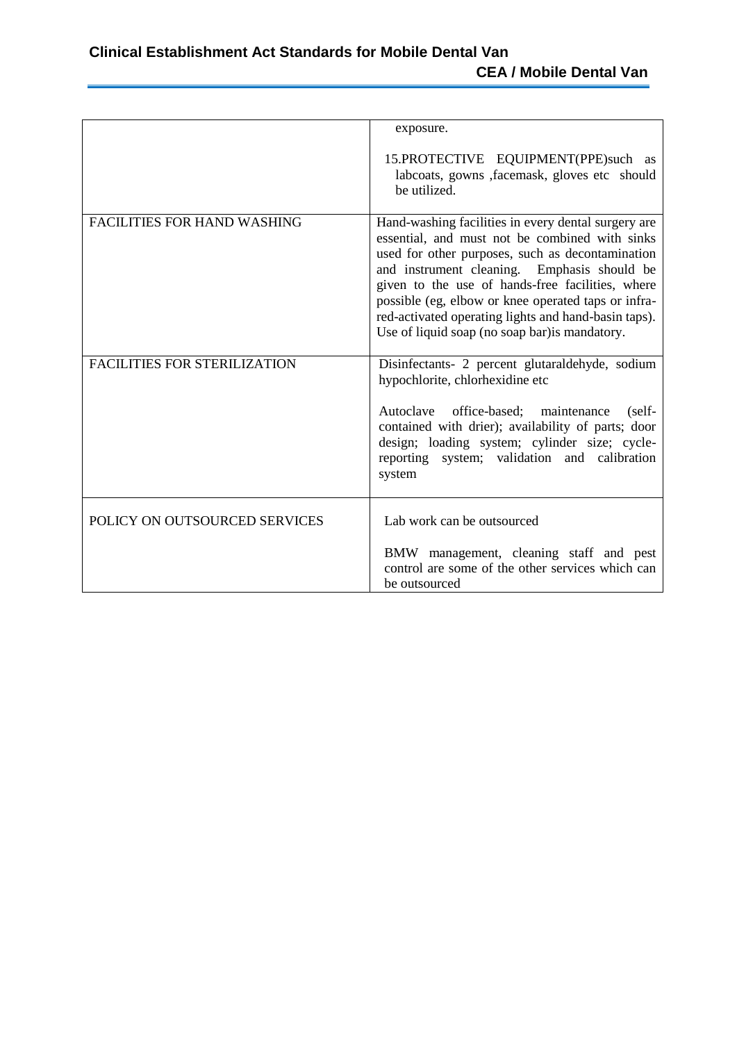| | |
|---|---|
| | exposure.<br><br>15.PROTECTIVE EQUIPMENT(PPE)such as labcoats, gowns ,facemask, gloves etc should be utilized. |
| FACILITIES FOR HAND WASHING | Hand-washing facilities in every dental surgery are essential, and must not be combined with sinks used for other purposes, such as decontamination and instrument cleaning. Emphasis should be given to the use of hands-free facilities, where possible (eg, elbow or knee operated taps or infra-red-activated operating lights and hand-basin taps). Use of liquid soap (no soap bar)is mandatory. |
| FACILITIES FOR STERILIZATION | Disinfectants- 2 percent glutaraldehyde, sodium hypochlorite, chlorhexidine etc<br><br>Autoclave office-based; maintenance (self-contained with drier); availability of parts; door design; loading system; cylinder size; cycle-reporting system; validation and calibration system |
| POLICY ON OUTSOURCED SERVICES | Lab work can be outsourced<br><br>BMW management, cleaning staff and pest control are some of the other services which can be outsourced |